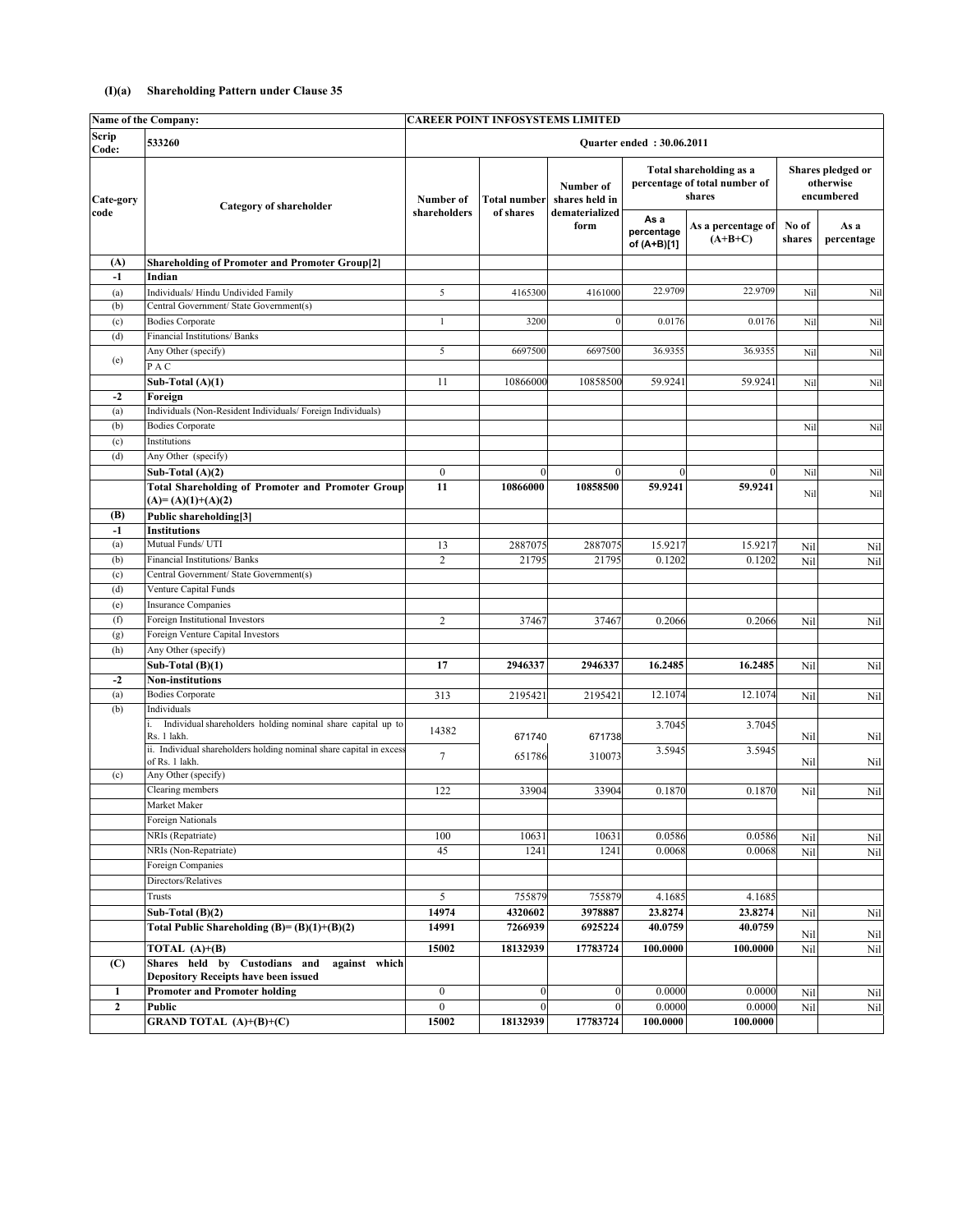**(I)(a) Shareholding Pattern under Clause 35**

| Name of the Company: | | CAREER POINT INFOSYSTEMS LIMITED | | | | | | |
|---|---|---|---|---|---|---|---|---|
| Scrip Code: | 533260 | Quarter ended : 30.06.2011 | | | | | | |
| Cate-gory code | Category of shareholder | Number of shareholders | Total number of shares | Number of shares held in dematerialized form | Total shareholding as a percentage of total number of shares | | Shares pledged or otherwise encumbered | |
| | | | | | As a percentage of (A+B)[1] | As a percentage of (A+B+C) | No of shares | As a percentage |
| **(A)** | **Shareholding of Promoter and Promoter Group[2]** | | | | | | | |
| **-1** | **Indian** | | | | | | | |
| (a) | Individuals/ Hindu Undivided Family | 5 | 4165300 | 4161000 | 22.9709 | 22.9709 | Nil | Nil |
| (b) | Central Government/ State Government(s) | | | | | | | |
| (c) | Bodies Corporate | 1 | 3200 | 0 | 0.0176 | 0.0176 | Nil | Nil |
| (d) | Financial Institutions/ Banks | | | | | | | |
| (e) | Any Other (specify) | 5 | 6697500 | 6697500 | 36.9355 | 36.9355 | Nil | Nil |
| | P A C | | | | | | | |
| | **Sub-Total (A)(1)** | 11 | 10866000 | 10858500 | 59.9241 | 59.9241 | Nil | Nil |
| **-2** | **Foreign** | | | | | | | |
| (a) | Individuals (Non-Resident Individuals/ Foreign Individuals) | | | | | | | |
| (b) | Bodies Corporate | | | | | | Nil | Nil |
| (c) | Institutions | | | | | | | |
| (d) | Any Other (specify) | | | | | | | |
| | **Sub-Total (A)(2)** | 0 | 0 | 0 | 0 | 0 | Nil | Nil |
| | **Total Shareholding of Promoter and Promoter Group (A)= (A)(1)+(A)(2)** | **11** | **10866000** | **10858500** | **59.9241** | **59.9241** | Nil | Nil |
| **(B)** | **Public shareholding[3]** | | | | | | | |
| **-1** | **Institutions** | | | | | | | |
| (a) | Mutual Funds/ UTI | 13 | 2887075 | 2887075 | 15.9217 | 15.9217 | Nil | Nil |
| (b) | Financial Institutions/ Banks | 2 | 21795 | 21795 | 0.1202 | 0.1202 | Nil | Nil |
| (c) | Central Government/ State Government(s) | | | | | | | |
| (d) | Venture Capital Funds | | | | | | | |
| (e) | Insurance Companies | | | | | | | |
| (f) | Foreign Institutional Investors | 2 | 37467 | 37467 | 0.2066 | 0.2066 | Nil | Nil |
| (g) | Foreign Venture Capital Investors | | | | | | | |
| (h) | Any Other (specify) | | | | | | | |
| | **Sub-Total (B)(1)** | **17** | **2946337** | **2946337** | **16.2485** | **16.2485** | Nil | Nil |
| **-2** | **Non-institutions** | | | | | | | |
| (a) | Bodies Corporate | 313 | 2195421 | 2195421 | 12.1074 | 12.1074 | Nil | Nil |
| (b) | Individuals | | | | | | | |
| | i. Individual shareholders holding nominal share capital up to Rs. 1 lakh. | 14382 | 671740 | 671738 | 3.7045 | 3.7045 | Nil | Nil |
| | ii. Individual shareholders holding nominal share capital in excess of Rs. 1 lakh. | 7 | 651786 | 310073 | 3.5945 | 3.5945 | Nil | Nil |
| (c) | Any Other (specify) | | | | | | | |
| | Clearing members | 122 | 33904 | 33904 | 0.1870 | 0.1870 | Nil | Nil |
| | Market Maker | | | | | | | |
| | Foreign Nationals | | | | | | | |
| | NRIs (Repatriate) | 100 | 10631 | 10631 | 0.0586 | 0.0586 | Nil | Nil |
| | NRIs (Non-Repatriate) | 45 | 1241 | 1241 | 0.0068 | 0.0068 | Nil | Nil |
| | Foreign Companies | | | | | | | |
| | Directors/Relatives | | | | | | | |
| | Trusts | 5 | 755879 | 755879 | 4.1685 | 4.1685 | | |
| | **Sub-Total (B)(2)** | **14974** | **4320602** | **3978887** | **23.8274** | **23.8274** | Nil | Nil |
| | **Total Public Shareholding (B)= (B)(1)+(B)(2)** | **14991** | **7266939** | **6925224** | **40.0759** | **40.0759** | Nil | Nil |
| | **TOTAL (A)+(B)** | **15002** | **18132939** | **17783724** | **100.0000** | **100.0000** | Nil | Nil |
| **(C)** | **Shares held by Custodians and against which Depository Receipts have been issued** | | | | | | | |
| **1** | **Promoter and Promoter holding** | 0 | 0 | 0 | 0.0000 | 0.0000 | Nil | Nil |
| **2** | **Public** | 0 | 0 | 0 | 0.0000 | 0.0000 | Nil | Nil |
| | **GRAND TOTAL (A)+(B)+(C)** | **15002** | **18132939** | **17783724** | **100.0000** | **100.0000** | | |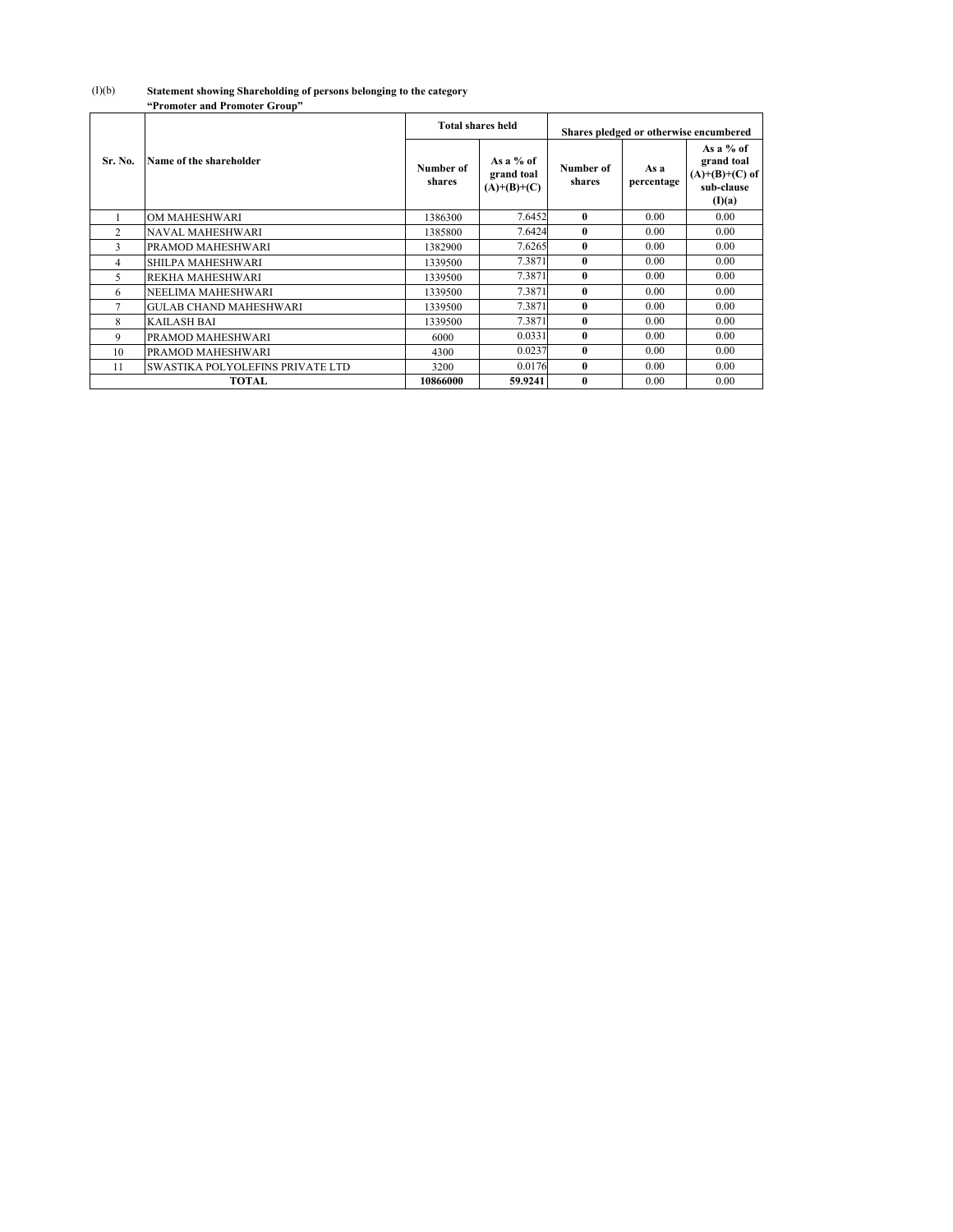(I)(b) **Statement showing Shareholding of persons belonging to the category "Promoter and Promoter Group"**

| Sr. No. | Name of the shareholder | Total shares held | | Shares pledged or otherwise encumbered | | |
|---|---|---|---|---|---|---|
| | | Number of shares | As a % of grand toal (A)+(B)+(C) | Number of shares | As a percentage | As a % of grand toal (A)+(B)+(C) of sub-clause (I)(a) |
| 1 | OM MAHESHWARI | 1386300 | 7.6452 | 0 | 0.00 | 0.00 |
| 2 | NAVAL MAHESHWARI | 1385800 | 7.6424 | 0 | 0.00 | 0.00 |
| 3 | PRAMOD MAHESHWARI | 1382900 | 7.6265 | 0 | 0.00 | 0.00 |
| 4 | SHILPA MAHESHWARI | 1339500 | 7.3871 | 0 | 0.00 | 0.00 |
| 5 | REKHA MAHESHWARI | 1339500 | 7.3871 | 0 | 0.00 | 0.00 |
| 6 | NEELIMA MAHESHWARI | 1339500 | 7.3871 | 0 | 0.00 | 0.00 |
| 7 | GULAB CHAND MAHESHWARI | 1339500 | 7.3871 | 0 | 0.00 | 0.00 |
| 8 | KAILASH BAI | 1339500 | 7.3871 | 0 | 0.00 | 0.00 |
| 9 | PRAMOD MAHESHWARI | 6000 | 0.0331 | 0 | 0.00 | 0.00 |
| 10 | PRAMOD MAHESHWARI | 4300 | 0.0237 | 0 | 0.00 | 0.00 |
| 11 | SWASTIKA POLYOLEFINS PRIVATE LTD | 3200 | 0.0176 | 0 | 0.00 | 0.00 |
| **TOTAL** | | **10866000** | **59.9241** | **0** | 0.00 | 0.00 |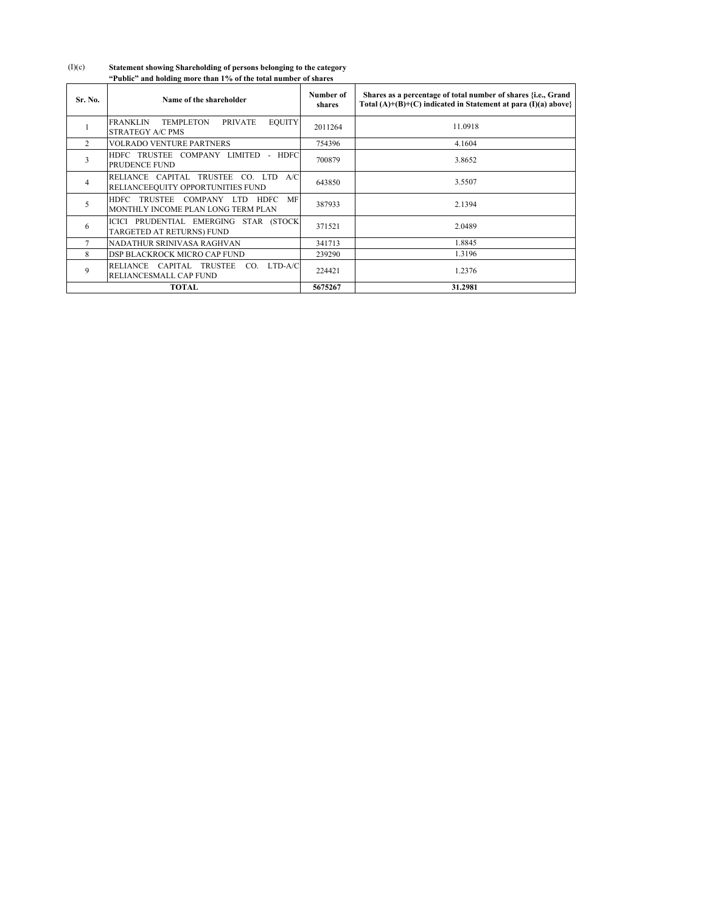(I)(c) **Statement showing Shareholding of persons belonging to the category "Public" and holding more than 1% of the total number of shares**

| Sr. No. | Name of the shareholder | Number of shares | Shares as a percentage of total number of shares {i.e., Grand Total (A)+(B)+(C) indicated in Statement at para (I)(a) above} |
|---|---|---|---|
| 1 | FRANKLIN TEMPLETON PRIVATE EQUITY STRATEGY A/C PMS | 2011264 | 11.0918 |
| 2 | VOLRADO VENTURE PARTNERS | 754396 | 4.1604 |
| 3 | HDFC TRUSTEE COMPANY LIMITED - HDFC PRUDENCE FUND | 700879 | 3.8652 |
| 4 | RELIANCE CAPITAL TRUSTEE CO. LTD A/C RELIANCEEQUITY OPPORTUNITIES FUND | 643850 | 3.5507 |
| 5 | HDFC TRUSTEE COMPANY LTD HDFC MF MONTHLY INCOME PLAN LONG TERM PLAN | 387933 | 2.1394 |
| 6 | ICICI PRUDENTIAL EMERGING STAR (STOCK TARGETED AT RETURNS) FUND | 371521 | 2.0489 |
| 7 | NADATHUR SRINIVASA RAGHVAN | 341713 | 1.8845 |
| 8 | DSP BLACKROCK MICRO CAP FUND | 239290 | 1.3196 |
| 9 | RELIANCE CAPITAL TRUSTEE CO. LTD-A/C RELIANCESMALL CAP FUND | 224421 | 1.2376 |
| **TOTAL** | | **5675267** | **31.2981** |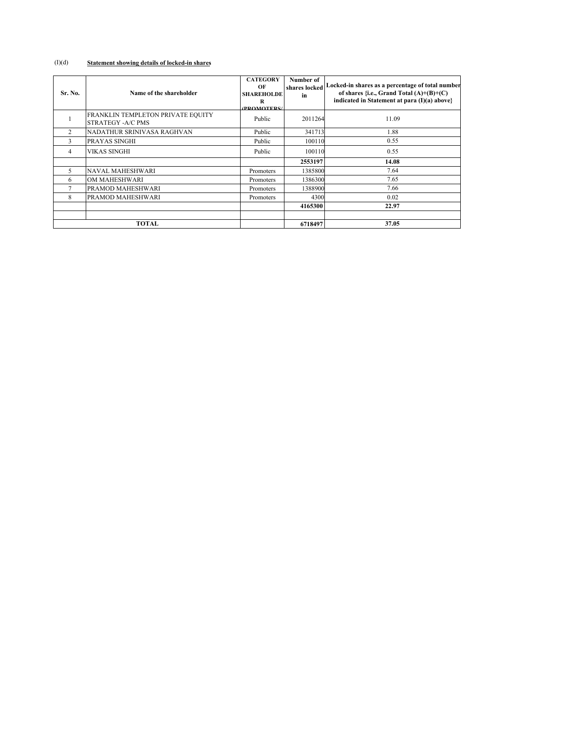(I)(d) **Statement showing details of locked-in shares**

| Sr. No. | Name of the shareholder | CATEGORY OF SHAREHOLDER (PROMOTERS/ | Number of shares locked in | Locked-in shares as a percentage of total number of shares {i.e., Grand Total (A)+(B)+(C) indicated in Statement at para (I)(a) above} |
|---|---|---|---|---|
| 1 | FRANKLIN TEMPLETON PRIVATE EQUITY STRATEGY -A/C PMS | Public | 2011264 | 11.09 |
| 2 | NADATHUR SRINIVASA RAGHVAN | Public | 341713 | 1.88 |
| 3 | PRAYAS SINGHI | Public | 100110 | 0.55 |
| 4 | VIKAS SINGHI | Public | 100110 | 0.55 |
| | | | **2553197** | **14.08** |
| 5 | NAVAL MAHESHWARI | Promoters | 1385800 | 7.64 |
| 6 | OM MAHESHWARI | Promoters | 1386300 | 7.65 |
| 7 | PRAMOD MAHESHWARI | Promoters | 1388900 | 7.66 |
| 8 | PRAMOD MAHESHWARI | Promoters | 4300 | 0.02 |
| | | | **4165300** | **22.97** |
| | | | | |
| **TOTAL** | | | **6718497** | **37.05** |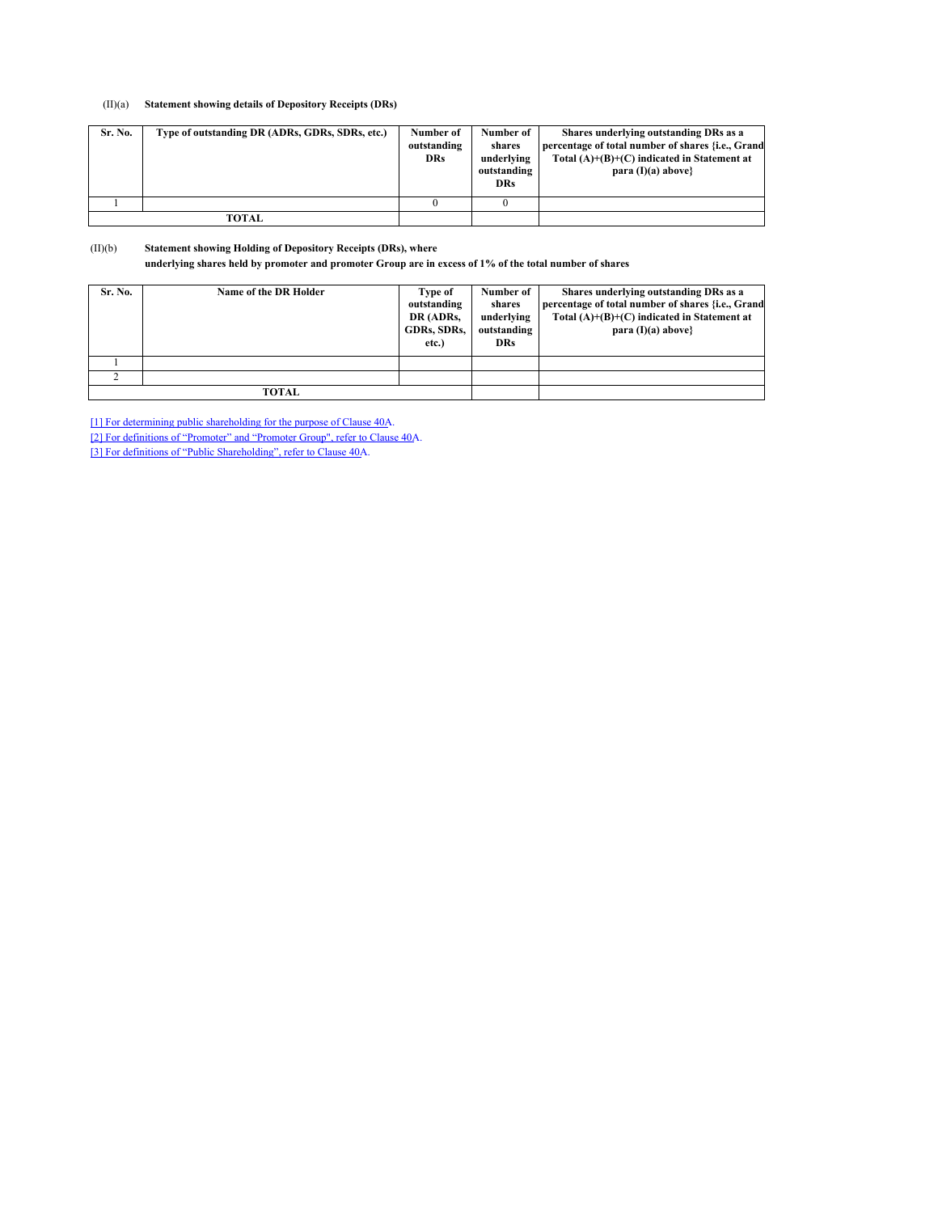(II)(a) **Statement showing details of Depository Receipts (DRs)**

| Sr. No. | Type of outstanding DR (ADRs, GDRs, SDRs, etc.) | Number of outstanding DRs | Number of shares underlying outstanding DRs | Shares underlying outstanding DRs as a percentage of total number of shares {i.e., Grand Total (A)+(B)+(C) indicated in Statement at para (I)(a) above} |
|---|---|---|---|---|
| 1 | | 0 | 0 | |
| TOTAL | | | | |

(II)(b) **Statement showing Holding of Depository Receipts (DRs), where underlying shares held by promoter and promoter Group are in excess of 1% of the total number of shares**

| Sr. No. | Name of the DR Holder | Type of outstanding DR (ADRs, GDRs, SDRs, etc.) | Number of shares underlying outstanding DRs | Shares underlying outstanding DRs as a percentage of total number of shares {i.e., Grand Total (A)+(B)+(C) indicated in Statement at para (I)(a) above} |
|---|---|---|---|---|
| 1 | | | | |
| 2 | | | | |
| TOTAL | | | | |

[1] For determining public shareholding for the purpose of Clause 40A.

[2] For definitions of "Promoter" and "Promoter Group", refer to Clause 40A.

[3] For definitions of "Public Shareholding", refer to Clause 40A.